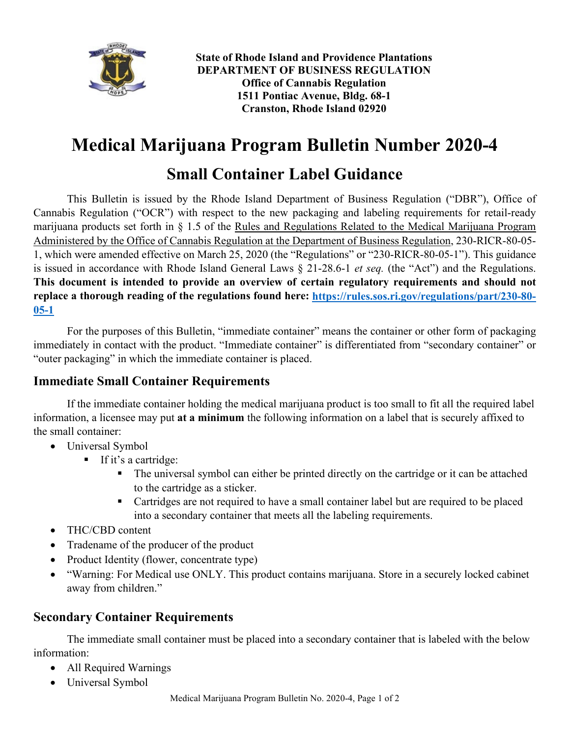**State of Rhode Island and Providence Plantations**
**DEPARTMENT OF BUSINESS REGULATION**
**Office of Cannabis Regulation**
**1511 Pontiac Avenue, Bldg. 68-1**
**Cranston, Rhode Island 02920**

# Medical Marijuana Program Bulletin Number 2020-4

## Small Container Label Guidance

This Bulletin is issued by the Rhode Island Department of Business Regulation ("DBR"), Office of Cannabis Regulation ("OCR") with respect to the new packaging and labeling requirements for retail-ready marijuana products set forth in § 1.5 of the Rules and Regulations Related to the Medical Marijuana Program Administered by the Office of Cannabis Regulation at the Department of Business Regulation, 230-RICR-80-05-1, which were amended effective on March 25, 2020 (the "Regulations" or "230-RICR-80-05-1"). This guidance is issued in accordance with Rhode Island General Laws § 21-28.6-1 *et seq.* (the "Act") and the Regulations. **This document is intended to provide an overview of certain regulatory requirements and should not replace a thorough reading of the regulations found here: [https://rules.sos.ri.gov/regulations/part/230-80-05-1](https://rules.sos.ri.gov/regulations/part/230-80-05-1)**

For the purposes of this Bulletin, "immediate container" means the container or other form of packaging immediately in contact with the product. "Immediate container" is differentiated from "secondary container" or "outer packaging" in which the immediate container is placed.

### Immediate Small Container Requirements

If the immediate container holding the medical marijuana product is too small to fit all the required label information, a licensee may put **at a minimum** the following information on a label that is securely affixed to the small container:

- Universal Symbol
  - If it's a cartridge:
    - The universal symbol can either be printed directly on the cartridge or it can be attached to the cartridge as a sticker.
    - Cartridges are not required to have a small container label but are required to be placed into a secondary container that meets all the labeling requirements.
- THC/CBD content
- Tradename of the producer of the product
- Product Identity (flower, concentrate type)
- "Warning: For Medical use ONLY. This product contains marijuana. Store in a securely locked cabinet away from children."

### Secondary Container Requirements

The immediate small container must be placed into a secondary container that is labeled with the below information:

- All Required Warnings
- Universal Symbol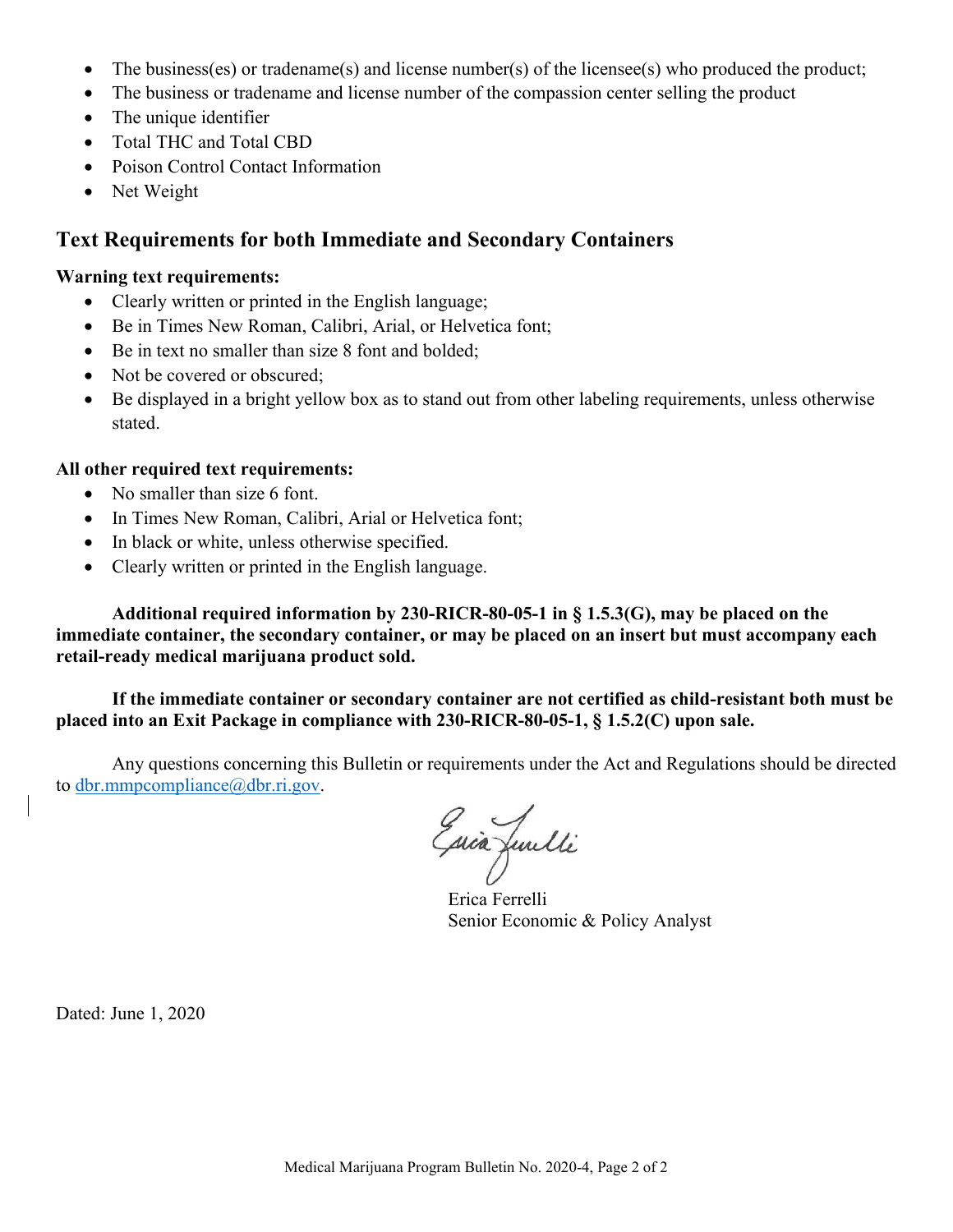- The business(es) or tradename(s) and license number(s) of the licensee(s) who produced the product;
- The business or tradename and license number of the compassion center selling the product
- The unique identifier
- Total THC and Total CBD
- Poison Control Contact Information
- Net Weight

## Text Requirements for both Immediate and Secondary Containers

**Warning text requirements:**

- Clearly written or printed in the English language;
- Be in Times New Roman, Calibri, Arial, or Helvetica font;
- Be in text no smaller than size 8 font and bolded;
- Not be covered or obscured;
- Be displayed in a bright yellow box as to stand out from other labeling requirements, unless otherwise stated.

**All other required text requirements:**

- No smaller than size 6 font.
- In Times New Roman, Calibri, Arial or Helvetica font;
- In black or white, unless otherwise specified.
- Clearly written or printed in the English language.

**Additional required information by 230-RICR-80-05-1 in § 1.5.3(G), may be placed on the immediate container, the secondary container, or may be placed on an insert but must accompany each retail-ready medical marijuana product sold.**

**If the immediate container or secondary container are not certified as child-resistant both must be placed into an Exit Package in compliance with 230-RICR-80-05-1, § 1.5.2(C) upon sale.**

Any questions concerning this Bulletin or requirements under the Act and Regulations should be directed to dbr.mmpcompliance@dbr.ri.gov.

Erica Ferrelli
Senior Economic & Policy Analyst

Dated: June 1, 2020